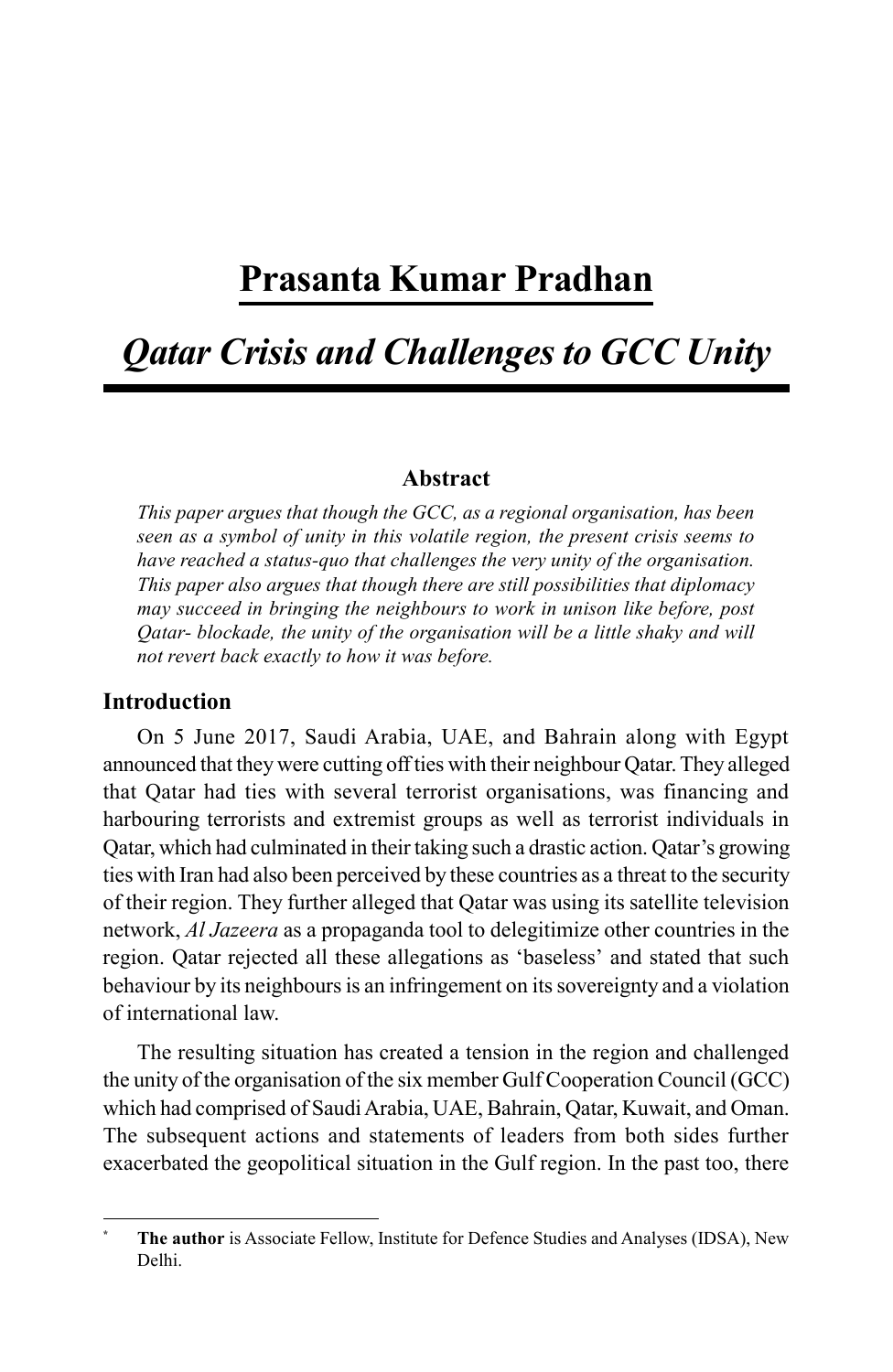# Prasanta Kumar Pradhan

## *Qatar Crisis and Challenges to GCC Unity*

### Abstract

*This paper argues that though the GCC, as a regional organisation, has been seen as a symbol of unity in this volatile region, the present crisis seems to have reached a status-quo that challenges the very unity of the organisation. This paper also argues that though there are still possibilities that diplomacy may succeed in bringing the neighbours to work in unison like before, post Qatar- blockade, the unity of the organisation will be a little shaky and will not revert back exactly to how it was before.*

### Introduction

On 5 June 2017, Saudi Arabia, UAE, and Bahrain along with Egypt announced that they were cutting off ties with their neighbour Qatar. They alleged that Qatar had ties with several terrorist organisations, was financing and harbouring terrorists and extremist groups as well as terrorist individuals in Qatar, which had culminated in their taking such a drastic action. Qatar's growing ties with Iran had also been perceived by these countries as a threat to the security of their region. They further alleged that Qatar was using its satellite television network, *Al Jazeera* as a propaganda tool to delegitimize other countries in the region. Qatar rejected all these allegations as 'baseless' and stated that such behaviour by its neighbours is an infringement on its sovereignty and a violation of international law.

The resulting situation has created a tension in the region and challenged the unity of the organisation of the six member Gulf Cooperation Council (GCC) which had comprised of Saudi Arabia, UAE, Bahrain, Qatar, Kuwait, and Oman. The subsequent actions and statements of leaders from both sides further exacerbated the geopolitical situation in the Gulf region. In the past too, there

---

\* **The author** is Associate Fellow, Institute for Defence Studies and Analyses (IDSA), New Delhi.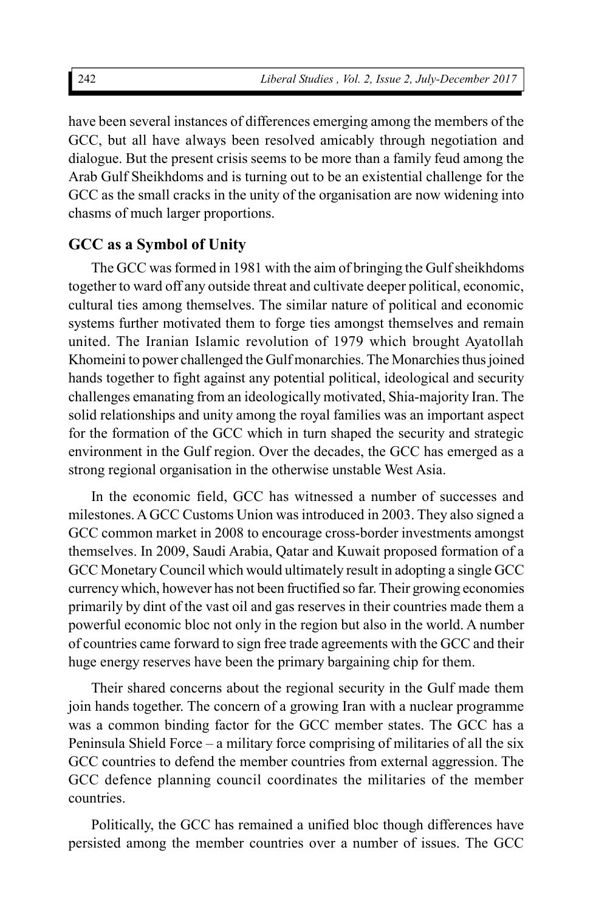have been several instances of differences emerging among the members of the GCC, but all have always been resolved amicably through negotiation and dialogue. But the present crisis seems to be more than a family feud among the Arab Gulf Sheikhdoms and is turning out to be an existential challenge for the GCC as the small cracks in the unity of the organisation are now widening into chasms of much larger proportions.

## GCC as a Symbol of Unity

The GCC was formed in 1981 with the aim of bringing the Gulf sheikhdoms together to ward off any outside threat and cultivate deeper political, economic, cultural ties among themselves. The similar nature of political and economic systems further motivated them to forge ties amongst themselves and remain united. The Iranian Islamic revolution of 1979 which brought Ayatollah Khomeini to power challenged the Gulf monarchies. The Monarchies thus joined hands together to fight against any potential political, ideological and security challenges emanating from an ideologically motivated, Shia-majority Iran. The solid relationships and unity among the royal families was an important aspect for the formation of the GCC which in turn shaped the security and strategic environment in the Gulf region. Over the decades, the GCC has emerged as a strong regional organisation in the otherwise unstable West Asia.

In the economic field, GCC has witnessed a number of successes and milestones. A GCC Customs Union was introduced in 2003. They also signed a GCC common market in 2008 to encourage cross-border investments amongst themselves. In 2009, Saudi Arabia, Qatar and Kuwait proposed formation of a GCC Monetary Council which would ultimately result in adopting a single GCC currency which, however has not been fructified so far. Their growing economies primarily by dint of the vast oil and gas reserves in their countries made them a powerful economic bloc not only in the region but also in the world. A number of countries came forward to sign free trade agreements with the GCC and their huge energy reserves have been the primary bargaining chip for them.

Their shared concerns about the regional security in the Gulf made them join hands together. The concern of a growing Iran with a nuclear programme was a common binding factor for the GCC member states. The GCC has a Peninsula Shield Force – a military force comprising of militaries of all the six GCC countries to defend the member countries from external aggression. The GCC defence planning council coordinates the militaries of the member countries.

Politically, the GCC has remained a unified bloc though differences have persisted among the member countries over a number of issues. The GCC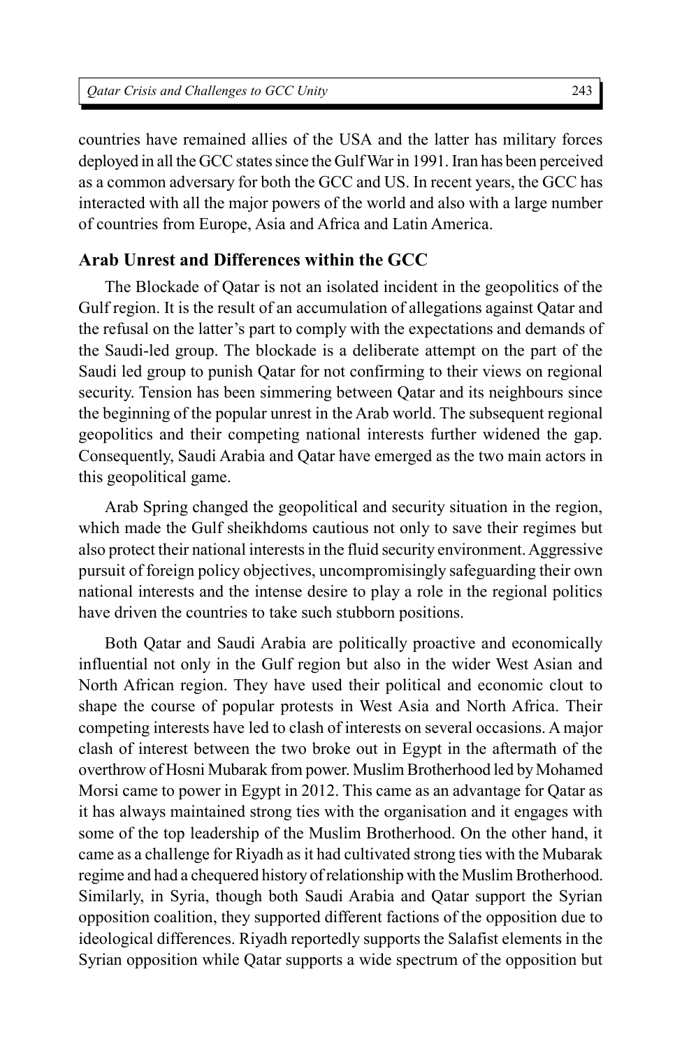countries have remained allies of the USA and the latter has military forces deployed in all the GCC states since the Gulf War in 1991. Iran has been perceived as a common adversary for both the GCC and US. In recent years, the GCC has interacted with all the major powers of the world and also with a large number of countries from Europe, Asia and Africa and Latin America.

## Arab Unrest and Differences within the GCC

The Blockade of Qatar is not an isolated incident in the geopolitics of the Gulf region. It is the result of an accumulation of allegations against Qatar and the refusal on the latter's part to comply with the expectations and demands of the Saudi-led group. The blockade is a deliberate attempt on the part of the Saudi led group to punish Qatar for not confirming to their views on regional security. Tension has been simmering between Qatar and its neighbours since the beginning of the popular unrest in the Arab world. The subsequent regional geopolitics and their competing national interests further widened the gap. Consequently, Saudi Arabia and Qatar have emerged as the two main actors in this geopolitical game.

Arab Spring changed the geopolitical and security situation in the region, which made the Gulf sheikhdoms cautious not only to save their regimes but also protect their national interests in the fluid security environment. Aggressive pursuit of foreign policy objectives, uncompromisingly safeguarding their own national interests and the intense desire to play a role in the regional politics have driven the countries to take such stubborn positions.

Both Qatar and Saudi Arabia are politically proactive and economically influential not only in the Gulf region but also in the wider West Asian and North African region. They have used their political and economic clout to shape the course of popular protests in West Asia and North Africa. Their competing interests have led to clash of interests on several occasions. A major clash of interest between the two broke out in Egypt in the aftermath of the overthrow of Hosni Mubarak from power. Muslim Brotherhood led by Mohamed Morsi came to power in Egypt in 2012. This came as an advantage for Qatar as it has always maintained strong ties with the organisation and it engages with some of the top leadership of the Muslim Brotherhood. On the other hand, it came as a challenge for Riyadh as it had cultivated strong ties with the Mubarak regime and had a chequered history of relationship with the Muslim Brotherhood. Similarly, in Syria, though both Saudi Arabia and Qatar support the Syrian opposition coalition, they supported different factions of the opposition due to ideological differences. Riyadh reportedly supports the Salafist elements in the Syrian opposition while Qatar supports a wide spectrum of the opposition but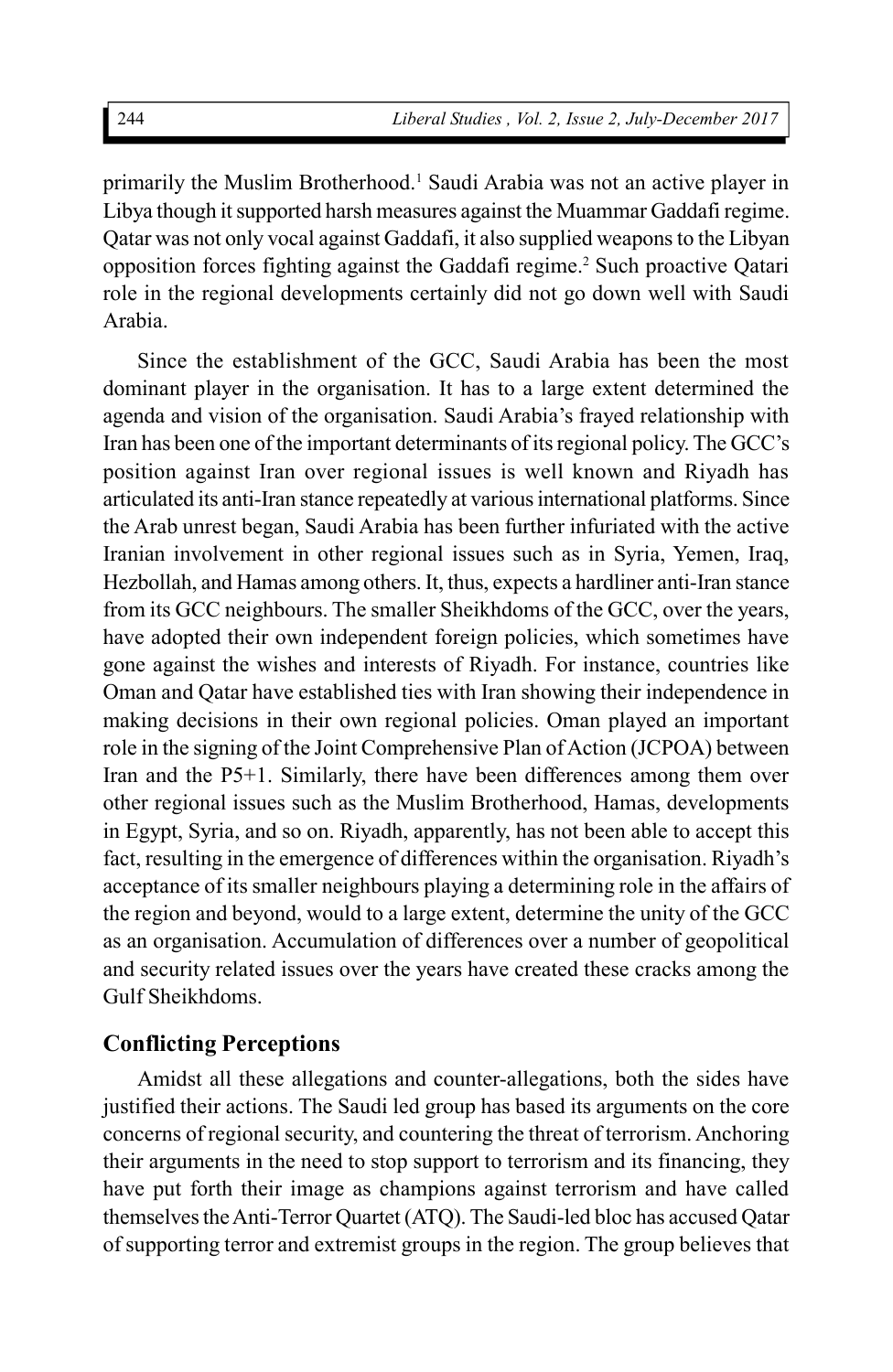primarily the Muslim Brotherhood.[1] Saudi Arabia was not an active player in Libya though it supported harsh measures against the Muammar Gaddafi regime. Qatar was not only vocal against Gaddafi, it also supplied weapons to the Libyan opposition forces fighting against the Gaddafi regime.[2] Such proactive Qatari role in the regional developments certainly did not go down well with Saudi Arabia.

Since the establishment of the GCC, Saudi Arabia has been the most dominant player in the organisation. It has to a large extent determined the agenda and vision of the organisation. Saudi Arabia's frayed relationship with Iran has been one of the important determinants of its regional policy. The GCC's position against Iran over regional issues is well known and Riyadh has articulated its anti-Iran stance repeatedly at various international platforms. Since the Arab unrest began, Saudi Arabia has been further infuriated with the active Iranian involvement in other regional issues such as in Syria, Yemen, Iraq, Hezbollah, and Hamas among others. It, thus, expects a hardliner anti-Iran stance from its GCC neighbours. The smaller Sheikhdoms of the GCC, over the years, have adopted their own independent foreign policies, which sometimes have gone against the wishes and interests of Riyadh. For instance, countries like Oman and Qatar have established ties with Iran showing their independence in making decisions in their own regional policies. Oman played an important role in the signing of the Joint Comprehensive Plan of Action (JCPOA) between Iran and the P5+1. Similarly, there have been differences among them over other regional issues such as the Muslim Brotherhood, Hamas, developments in Egypt, Syria, and so on. Riyadh, apparently, has not been able to accept this fact, resulting in the emergence of differences within the organisation. Riyadh's acceptance of its smaller neighbours playing a determining role in the affairs of the region and beyond, would to a large extent, determine the unity of the GCC as an organisation. Accumulation of differences over a number of geopolitical and security related issues over the years have created these cracks among the Gulf Sheikhdoms.

## Conflicting Perceptions

Amidst all these allegations and counter-allegations, both the sides have justified their actions. The Saudi led group has based its arguments on the core concerns of regional security, and countering the threat of terrorism. Anchoring their arguments in the need to stop support to terrorism and its financing, they have put forth their image as champions against terrorism and have called themselves the Anti-Terror Quartet (ATQ). The Saudi-led bloc has accused Qatar of supporting terror and extremist groups in the region. The group believes that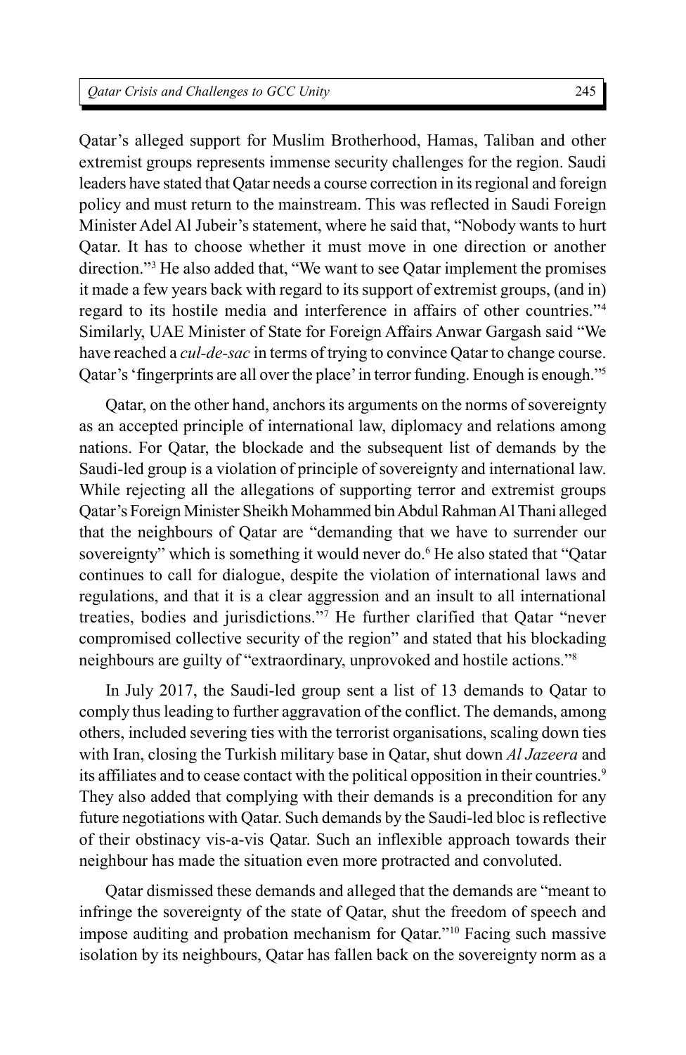Qatar's alleged support for Muslim Brotherhood, Hamas, Taliban and other extremist groups represents immense security challenges for the region. Saudi leaders have stated that Qatar needs a course correction in its regional and foreign policy and must return to the mainstream. This was reflected in Saudi Foreign Minister Adel Al Jubeir's statement, where he said that, "Nobody wants to hurt Qatar. It has to choose whether it must move in one direction or another direction."[3] He also added that, "We want to see Qatar implement the promises it made a few years back with regard to its support of extremist groups, (and in) regard to its hostile media and interference in affairs of other countries."[4] Similarly, UAE Minister of State for Foreign Affairs Anwar Gargash said "We have reached a *cul-de-sac* in terms of trying to convince Qatar to change course. Qatar's 'fingerprints are all over the place' in terror funding. Enough is enough."[5]

Qatar, on the other hand, anchors its arguments on the norms of sovereignty as an accepted principle of international law, diplomacy and relations among nations. For Qatar, the blockade and the subsequent list of demands by the Saudi-led group is a violation of principle of sovereignty and international law. While rejecting all the allegations of supporting terror and extremist groups Qatar's Foreign Minister Sheikh Mohammed bin Abdul Rahman Al Thani alleged that the neighbours of Qatar are "demanding that we have to surrender our sovereignty" which is something it would never do.[6] He also stated that "Qatar continues to call for dialogue, despite the violation of international laws and regulations, and that it is a clear aggression and an insult to all international treaties, bodies and jurisdictions."[7] He further clarified that Qatar "never compromised collective security of the region" and stated that his blockading neighbours are guilty of "extraordinary, unprovoked and hostile actions."[8]

In July 2017, the Saudi-led group sent a list of 13 demands to Qatar to comply thus leading to further aggravation of the conflict. The demands, among others, included severing ties with the terrorist organisations, scaling down ties with Iran, closing the Turkish military base in Qatar, shut down *Al Jazeera* and its affiliates and to cease contact with the political opposition in their countries.[9] They also added that complying with their demands is a precondition for any future negotiations with Qatar. Such demands by the Saudi-led bloc is reflective of their obstinacy vis-a-vis Qatar. Such an inflexible approach towards their neighbour has made the situation even more protracted and convoluted.

Qatar dismissed these demands and alleged that the demands are "meant to infringe the sovereignty of the state of Qatar, shut the freedom of speech and impose auditing and probation mechanism for Qatar."[10] Facing such massive isolation by its neighbours, Qatar has fallen back on the sovereignty norm as a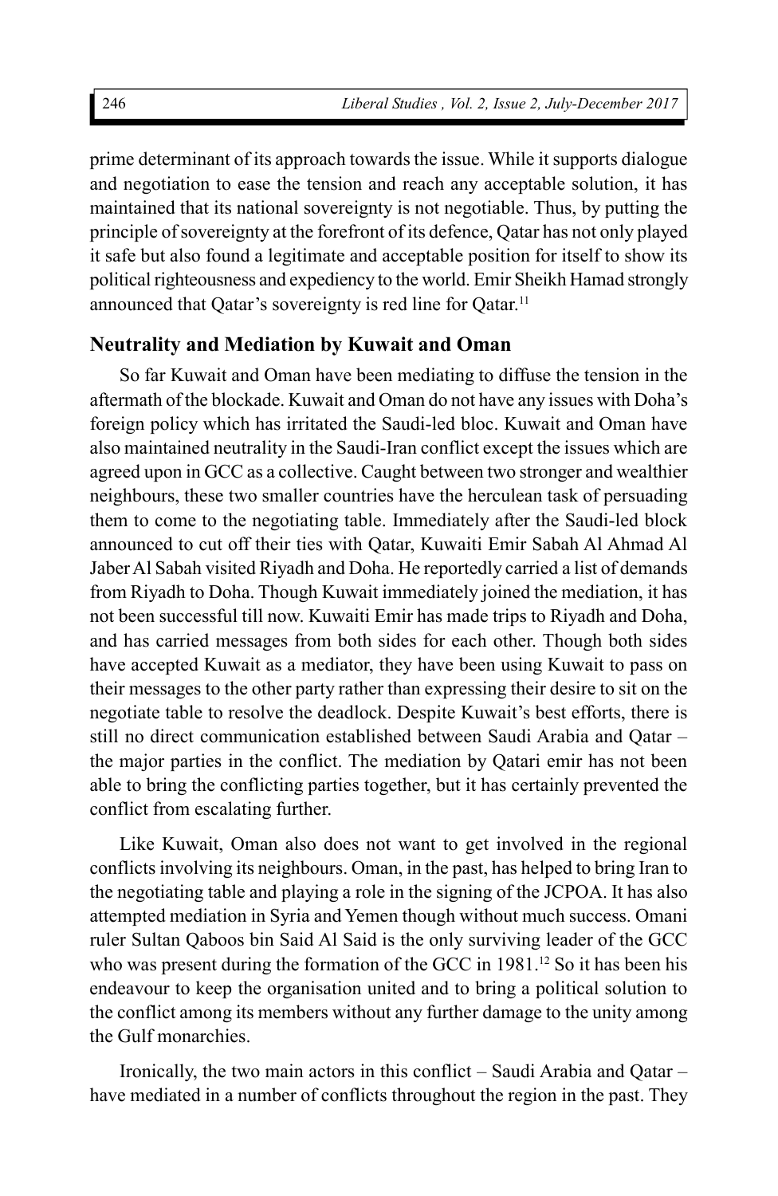prime determinant of its approach towards the issue. While it supports dialogue and negotiation to ease the tension and reach any acceptable solution, it has maintained that its national sovereignty is not negotiable. Thus, by putting the principle of sovereignty at the forefront of its defence, Qatar has not only played it safe but also found a legitimate and acceptable position for itself to show its political righteousness and expediency to the world. Emir Sheikh Hamad strongly announced that Qatar's sovereignty is red line for Qatar.[11]

## Neutrality and Mediation by Kuwait and Oman

So far Kuwait and Oman have been mediating to diffuse the tension in the aftermath of the blockade. Kuwait and Oman do not have any issues with Doha's foreign policy which has irritated the Saudi-led bloc. Kuwait and Oman have also maintained neutrality in the Saudi-Iran conflict except the issues which are agreed upon in GCC as a collective. Caught between two stronger and wealthier neighbours, these two smaller countries have the herculean task of persuading them to come to the negotiating table. Immediately after the Saudi-led block announced to cut off their ties with Qatar, Kuwaiti Emir Sabah Al Ahmad Al Jaber Al Sabah visited Riyadh and Doha. He reportedly carried a list of demands from Riyadh to Doha. Though Kuwait immediately joined the mediation, it has not been successful till now. Kuwaiti Emir has made trips to Riyadh and Doha, and has carried messages from both sides for each other. Though both sides have accepted Kuwait as a mediator, they have been using Kuwait to pass on their messages to the other party rather than expressing their desire to sit on the negotiate table to resolve the deadlock. Despite Kuwait's best efforts, there is still no direct communication established between Saudi Arabia and Qatar – the major parties in the conflict. The mediation by Qatari emir has not been able to bring the conflicting parties together, but it has certainly prevented the conflict from escalating further.

Like Kuwait, Oman also does not want to get involved in the regional conflicts involving its neighbours. Oman, in the past, has helped to bring Iran to the negotiating table and playing a role in the signing of the JCPOA. It has also attempted mediation in Syria and Yemen though without much success. Omani ruler Sultan Qaboos bin Said Al Said is the only surviving leader of the GCC who was present during the formation of the GCC in 1981.[12] So it has been his endeavour to keep the organisation united and to bring a political solution to the conflict among its members without any further damage to the unity among the Gulf monarchies.

Ironically, the two main actors in this conflict – Saudi Arabia and Qatar – have mediated in a number of conflicts throughout the region in the past. They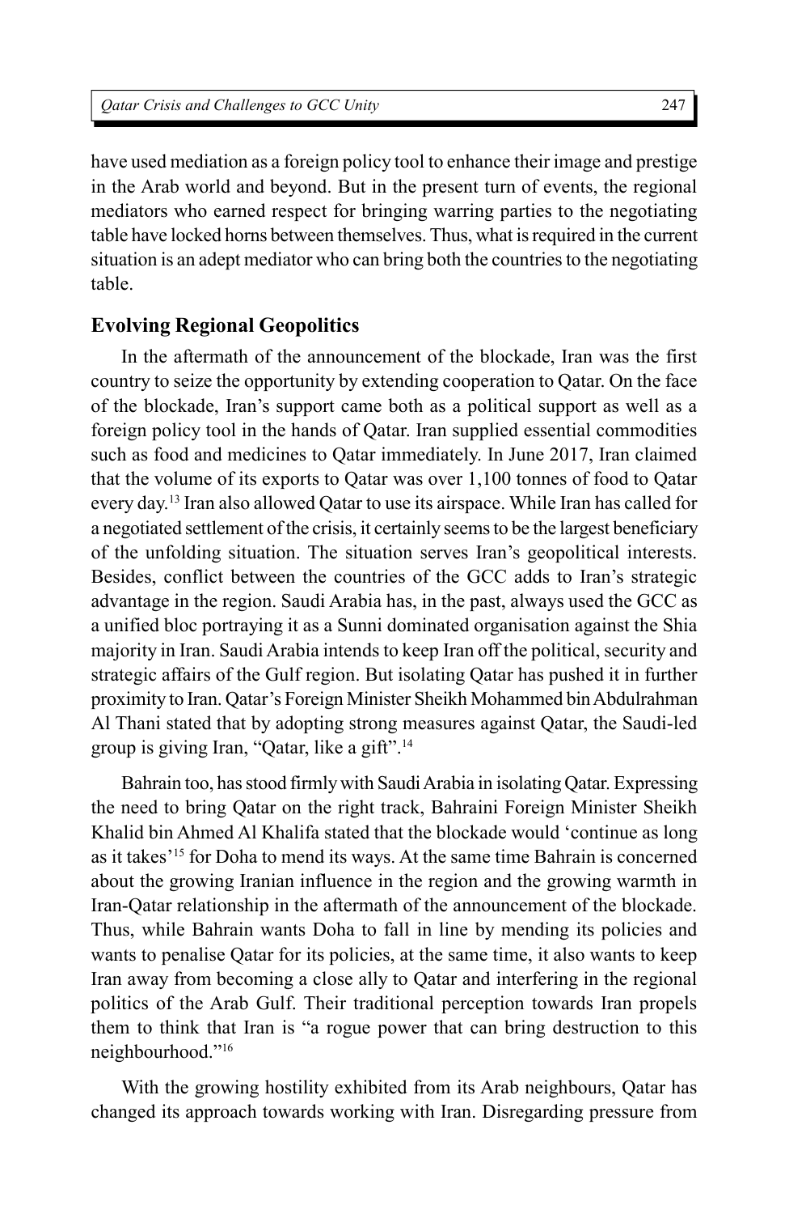have used mediation as a foreign policy tool to enhance their image and prestige in the Arab world and beyond. But in the present turn of events, the regional mediators who earned respect for bringing warring parties to the negotiating table have locked horns between themselves. Thus, what is required in the current situation is an adept mediator who can bring both the countries to the negotiating table.

## Evolving Regional Geopolitics

In the aftermath of the announcement of the blockade, Iran was the first country to seize the opportunity by extending cooperation to Qatar. On the face of the blockade, Iran's support came both as a political support as well as a foreign policy tool in the hands of Qatar. Iran supplied essential commodities such as food and medicines to Qatar immediately. In June 2017, Iran claimed that the volume of its exports to Qatar was over 1,100 tonnes of food to Qatar every day.[13] Iran also allowed Qatar to use its airspace. While Iran has called for a negotiated settlement of the crisis, it certainly seems to be the largest beneficiary of the unfolding situation. The situation serves Iran's geopolitical interests. Besides, conflict between the countries of the GCC adds to Iran's strategic advantage in the region. Saudi Arabia has, in the past, always used the GCC as a unified bloc portraying it as a Sunni dominated organisation against the Shia majority in Iran. Saudi Arabia intends to keep Iran off the political, security and strategic affairs of the Gulf region. But isolating Qatar has pushed it in further proximity to Iran. Qatar's Foreign Minister Sheikh Mohammed bin Abdulrahman Al Thani stated that by adopting strong measures against Qatar, the Saudi-led group is giving Iran, "Qatar, like a gift".[14]

Bahrain too, has stood firmly with Saudi Arabia in isolating Qatar. Expressing the need to bring Qatar on the right track, Bahraini Foreign Minister Sheikh Khalid bin Ahmed Al Khalifa stated that the blockade would 'continue as long as it takes'[15] for Doha to mend its ways. At the same time Bahrain is concerned about the growing Iranian influence in the region and the growing warmth in Iran-Qatar relationship in the aftermath of the announcement of the blockade. Thus, while Bahrain wants Doha to fall in line by mending its policies and wants to penalise Qatar for its policies, at the same time, it also wants to keep Iran away from becoming a close ally to Qatar and interfering in the regional politics of the Arab Gulf. Their traditional perception towards Iran propels them to think that Iran is "a rogue power that can bring destruction to this neighbourhood."[16]

With the growing hostility exhibited from its Arab neighbours, Qatar has changed its approach towards working with Iran. Disregarding pressure from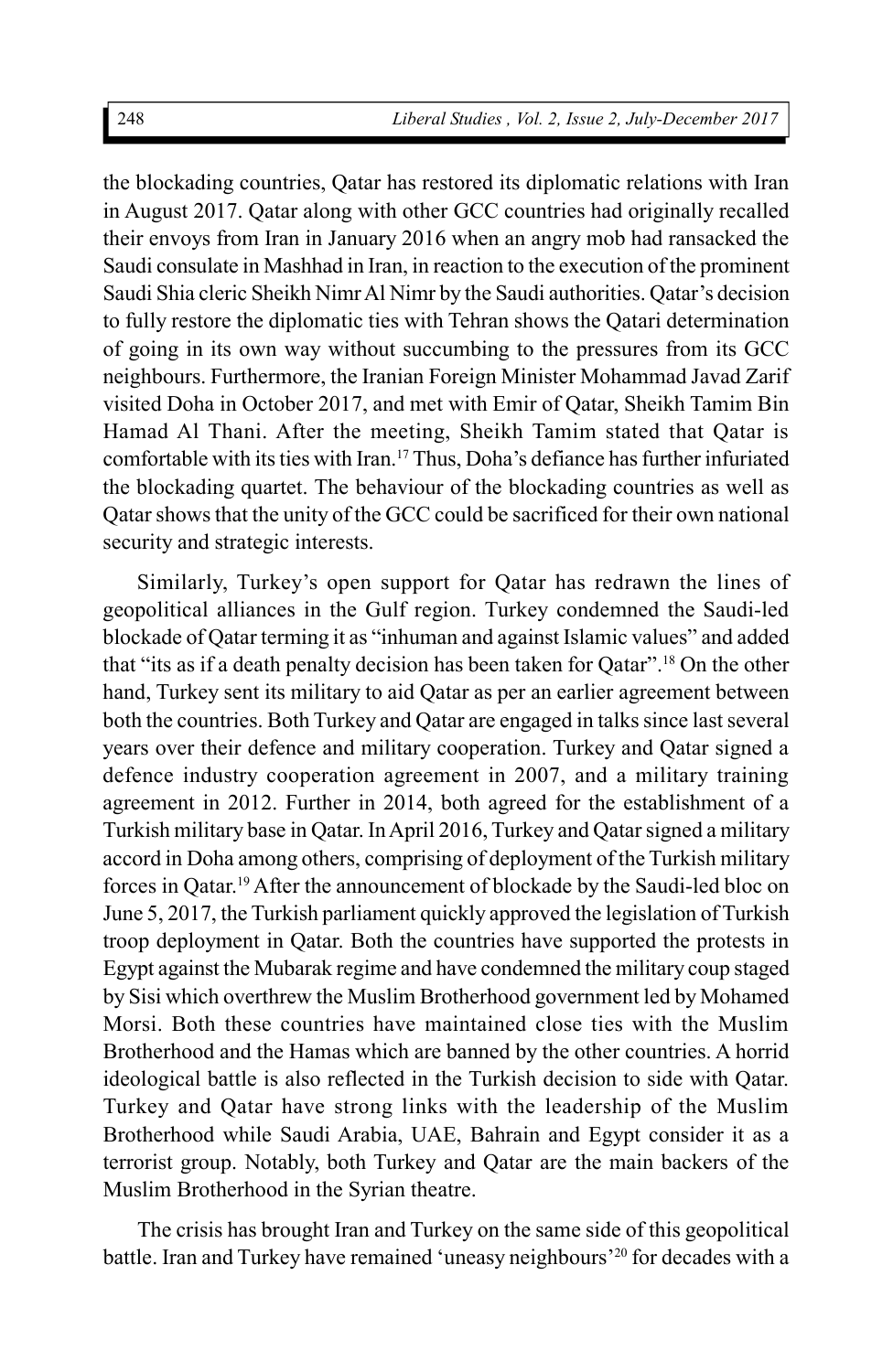the blockading countries, Qatar has restored its diplomatic relations with Iran in August 2017. Qatar along with other GCC countries had originally recalled their envoys from Iran in January 2016 when an angry mob had ransacked the Saudi consulate in Mashhad in Iran, in reaction to the execution of the prominent Saudi Shia cleric Sheikh Nimr Al Nimr by the Saudi authorities. Qatar's decision to fully restore the diplomatic ties with Tehran shows the Qatari determination of going in its own way without succumbing to the pressures from its GCC neighbours. Furthermore, the Iranian Foreign Minister Mohammad Javad Zarif visited Doha in October 2017, and met with Emir of Qatar, Sheikh Tamim Bin Hamad Al Thani. After the meeting, Sheikh Tamim stated that Qatar is comfortable with its ties with Iran.[17] Thus, Doha's defiance has further infuriated the blockading quartet. The behaviour of the blockading countries as well as Qatar shows that the unity of the GCC could be sacrificed for their own national security and strategic interests.

Similarly, Turkey's open support for Qatar has redrawn the lines of geopolitical alliances in the Gulf region. Turkey condemned the Saudi-led blockade of Qatar terming it as "inhuman and against Islamic values" and added that "its as if a death penalty decision has been taken for Qatar".[18] On the other hand, Turkey sent its military to aid Qatar as per an earlier agreement between both the countries. Both Turkey and Qatar are engaged in talks since last several years over their defence and military cooperation. Turkey and Qatar signed a defence industry cooperation agreement in 2007, and a military training agreement in 2012. Further in 2014, both agreed for the establishment of a Turkish military base in Qatar. In April 2016, Turkey and Qatar signed a military accord in Doha among others, comprising of deployment of the Turkish military forces in Qatar.[19] After the announcement of blockade by the Saudi-led bloc on June 5, 2017, the Turkish parliament quickly approved the legislation of Turkish troop deployment in Qatar. Both the countries have supported the protests in Egypt against the Mubarak regime and have condemned the military coup staged by Sisi which overthrew the Muslim Brotherhood government led by Mohamed Morsi. Both these countries have maintained close ties with the Muslim Brotherhood and the Hamas which are banned by the other countries. A horrid ideological battle is also reflected in the Turkish decision to side with Qatar. Turkey and Qatar have strong links with the leadership of the Muslim Brotherhood while Saudi Arabia, UAE, Bahrain and Egypt consider it as a terrorist group. Notably, both Turkey and Qatar are the main backers of the Muslim Brotherhood in the Syrian theatre.

The crisis has brought Iran and Turkey on the same side of this geopolitical battle. Iran and Turkey have remained 'uneasy neighbours'[20] for decades with a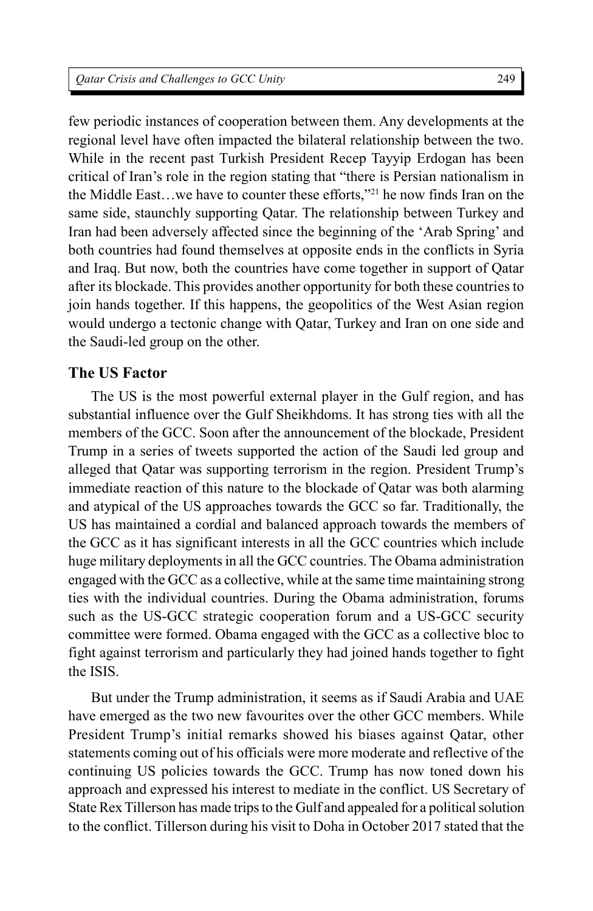few periodic instances of cooperation between them. Any developments at the regional level have often impacted the bilateral relationship between the two. While in the recent past Turkish President Recep Tayyip Erdogan has been critical of Iran's role in the region stating that "there is Persian nationalism in the Middle East…we have to counter these efforts,"[21] he now finds Iran on the same side, staunchly supporting Qatar. The relationship between Turkey and Iran had been adversely affected since the beginning of the 'Arab Spring' and both countries had found themselves at opposite ends in the conflicts in Syria and Iraq. But now, both the countries have come together in support of Qatar after its blockade. This provides another opportunity for both these countries to join hands together. If this happens, the geopolitics of the West Asian region would undergo a tectonic change with Qatar, Turkey and Iran on one side and the Saudi-led group on the other.

### The US Factor

The US is the most powerful external player in the Gulf region, and has substantial influence over the Gulf Sheikhdoms. It has strong ties with all the members of the GCC. Soon after the announcement of the blockade, President Trump in a series of tweets supported the action of the Saudi led group and alleged that Qatar was supporting terrorism in the region. President Trump's immediate reaction of this nature to the blockade of Qatar was both alarming and atypical of the US approaches towards the GCC so far. Traditionally, the US has maintained a cordial and balanced approach towards the members of the GCC as it has significant interests in all the GCC countries which include huge military deployments in all the GCC countries. The Obama administration engaged with the GCC as a collective, while at the same time maintaining strong ties with the individual countries. During the Obama administration, forums such as the US-GCC strategic cooperation forum and a US-GCC security committee were formed. Obama engaged with the GCC as a collective bloc to fight against terrorism and particularly they had joined hands together to fight the ISIS.

But under the Trump administration, it seems as if Saudi Arabia and UAE have emerged as the two new favourites over the other GCC members. While President Trump's initial remarks showed his biases against Qatar, other statements coming out of his officials were more moderate and reflective of the continuing US policies towards the GCC. Trump has now toned down his approach and expressed his interest to mediate in the conflict. US Secretary of State Rex Tillerson has made trips to the Gulf and appealed for a political solution to the conflict. Tillerson during his visit to Doha in October 2017 stated that the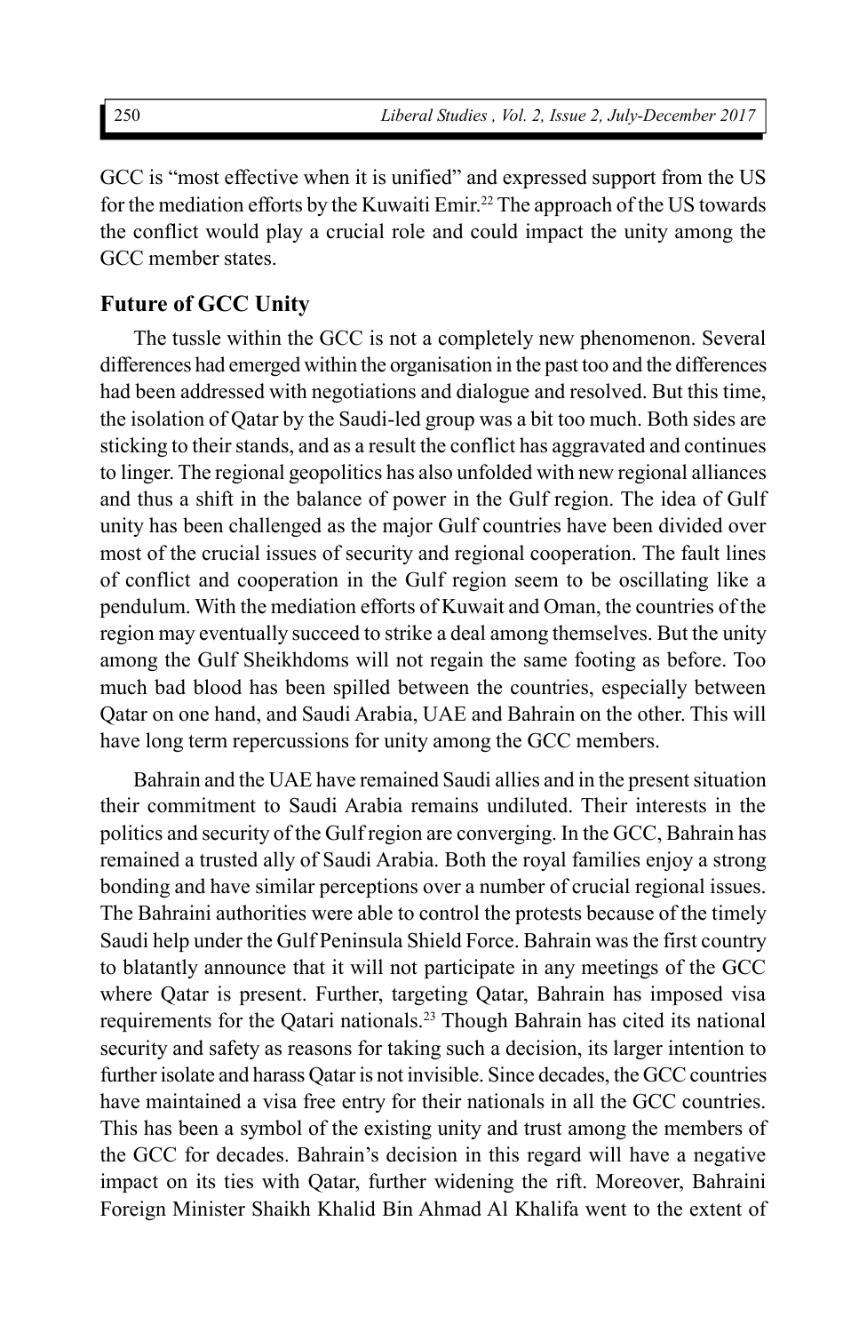GCC is "most effective when it is unified" and expressed support from the US for the mediation efforts by the Kuwaiti Emir.[22] The approach of the US towards the conflict would play a crucial role and could impact the unity among the GCC member states.

## Future of GCC Unity

The tussle within the GCC is not a completely new phenomenon. Several differences had emerged within the organisation in the past too and the differences had been addressed with negotiations and dialogue and resolved. But this time, the isolation of Qatar by the Saudi-led group was a bit too much. Both sides are sticking to their stands, and as a result the conflict has aggravated and continues to linger. The regional geopolitics has also unfolded with new regional alliances and thus a shift in the balance of power in the Gulf region. The idea of Gulf unity has been challenged as the major Gulf countries have been divided over most of the crucial issues of security and regional cooperation. The fault lines of conflict and cooperation in the Gulf region seem to be oscillating like a pendulum. With the mediation efforts of Kuwait and Oman, the countries of the region may eventually succeed to strike a deal among themselves. But the unity among the Gulf Sheikhdoms will not regain the same footing as before. Too much bad blood has been spilled between the countries, especially between Qatar on one hand, and Saudi Arabia, UAE and Bahrain on the other. This will have long term repercussions for unity among the GCC members.

Bahrain and the UAE have remained Saudi allies and in the present situation their commitment to Saudi Arabia remains undiluted. Their interests in the politics and security of the Gulf region are converging. In the GCC, Bahrain has remained a trusted ally of Saudi Arabia. Both the royal families enjoy a strong bonding and have similar perceptions over a number of crucial regional issues. The Bahraini authorities were able to control the protests because of the timely Saudi help under the Gulf Peninsula Shield Force. Bahrain was the first country to blatantly announce that it will not participate in any meetings of the GCC where Qatar is present. Further, targeting Qatar, Bahrain has imposed visa requirements for the Qatari nationals.[23] Though Bahrain has cited its national security and safety as reasons for taking such a decision, its larger intention to further isolate and harass Qatar is not invisible. Since decades, the GCC countries have maintained a visa free entry for their nationals in all the GCC countries. This has been a symbol of the existing unity and trust among the members of the GCC for decades. Bahrain's decision in this regard will have a negative impact on its ties with Qatar, further widening the rift. Moreover, Bahraini Foreign Minister Shaikh Khalid Bin Ahmad Al Khalifa went to the extent of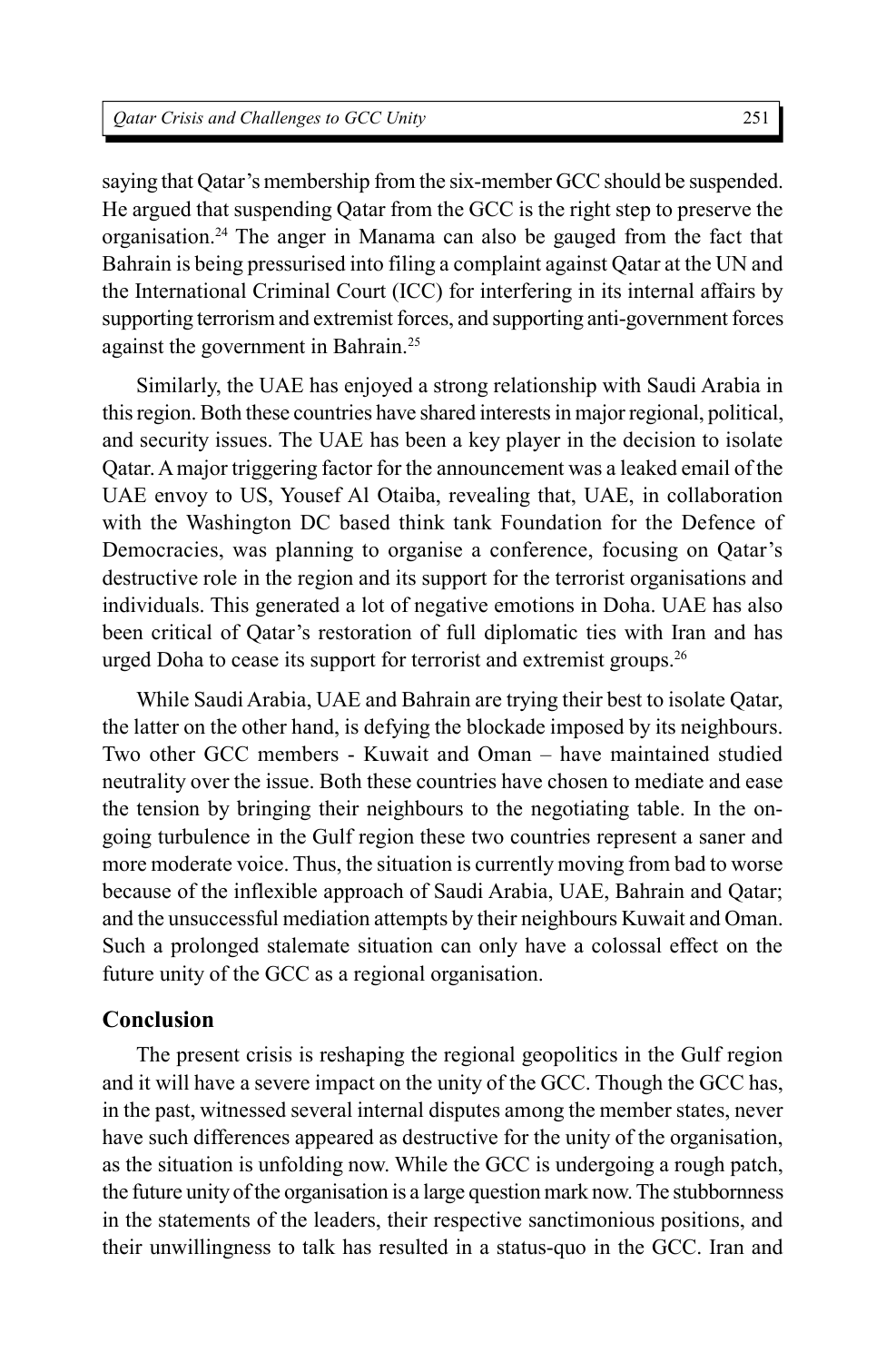saying that Qatar's membership from the six-member GCC should be suspended. He argued that suspending Qatar from the GCC is the right step to preserve the organisation.[24] The anger in Manama can also be gauged from the fact that Bahrain is being pressurised into filing a complaint against Qatar at the UN and the International Criminal Court (ICC) for interfering in its internal affairs by supporting terrorism and extremist forces, and supporting anti-government forces against the government in Bahrain.[25]

Similarly, the UAE has enjoyed a strong relationship with Saudi Arabia in this region. Both these countries have shared interests in major regional, political, and security issues. The UAE has been a key player in the decision to isolate Qatar. A major triggering factor for the announcement was a leaked email of the UAE envoy to US, Yousef Al Otaiba, revealing that, UAE, in collaboration with the Washington DC based think tank Foundation for the Defence of Democracies, was planning to organise a conference, focusing on Qatar's destructive role in the region and its support for the terrorist organisations and individuals. This generated a lot of negative emotions in Doha. UAE has also been critical of Qatar's restoration of full diplomatic ties with Iran and has urged Doha to cease its support for terrorist and extremist groups.[26]

While Saudi Arabia, UAE and Bahrain are trying their best to isolate Qatar, the latter on the other hand, is defying the blockade imposed by its neighbours. Two other GCC members - Kuwait and Oman – have maintained studied neutrality over the issue. Both these countries have chosen to mediate and ease the tension by bringing their neighbours to the negotiating table. In the on-going turbulence in the Gulf region these two countries represent a saner and more moderate voice. Thus, the situation is currently moving from bad to worse because of the inflexible approach of Saudi Arabia, UAE, Bahrain and Qatar; and the unsuccessful mediation attempts by their neighbours Kuwait and Oman. Such a prolonged stalemate situation can only have a colossal effect on the future unity of the GCC as a regional organisation.

## Conclusion

The present crisis is reshaping the regional geopolitics in the Gulf region and it will have a severe impact on the unity of the GCC. Though the GCC has, in the past, witnessed several internal disputes among the member states, never have such differences appeared as destructive for the unity of the organisation, as the situation is unfolding now. While the GCC is undergoing a rough patch, the future unity of the organisation is a large question mark now. The stubbornness in the statements of the leaders, their respective sanctimonious positions, and their unwillingness to talk has resulted in a status-quo in the GCC. Iran and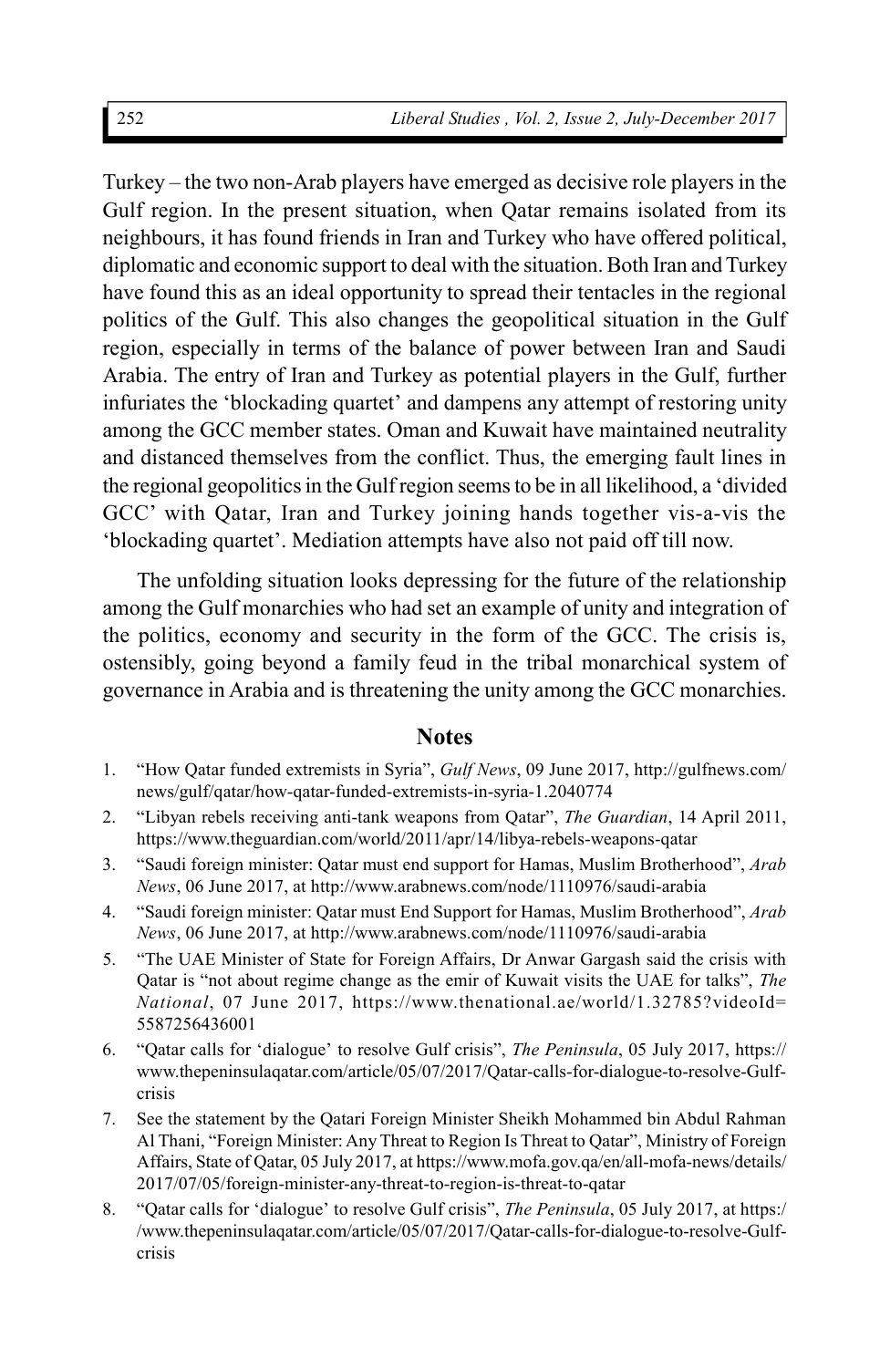Turkey – the two non-Arab players have emerged as decisive role players in the Gulf region. In the present situation, when Qatar remains isolated from its neighbours, it has found friends in Iran and Turkey who have offered political, diplomatic and economic support to deal with the situation. Both Iran and Turkey have found this as an ideal opportunity to spread their tentacles in the regional politics of the Gulf. This also changes the geopolitical situation in the Gulf region, especially in terms of the balance of power between Iran and Saudi Arabia. The entry of Iran and Turkey as potential players in the Gulf, further infuriates the 'blockading quartet' and dampens any attempt of restoring unity among the GCC member states. Oman and Kuwait have maintained neutrality and distanced themselves from the conflict. Thus, the emerging fault lines in the regional geopolitics in the Gulf region seems to be in all likelihood, a 'divided GCC' with Qatar, Iran and Turkey joining hands together vis-a-vis the 'blockading quartet'. Mediation attempts have also not paid off till now.

The unfolding situation looks depressing for the future of the relationship among the Gulf monarchies who had set an example of unity and integration of the politics, economy and security in the form of the GCC. The crisis is, ostensibly, going beyond a family feud in the tribal monarchical system of governance in Arabia and is threatening the unity among the GCC monarchies.

## Notes

1. "How Qatar funded extremists in Syria", *Gulf News*, 09 June 2017, http://gulfnews.com/news/gulf/qatar/how-qatar-funded-extremists-in-syria-1.2040774
2. "Libyan rebels receiving anti-tank weapons from Qatar", *The Guardian*, 14 April 2011, https://www.theguardian.com/world/2011/apr/14/libya-rebels-weapons-qatar
3. "Saudi foreign minister: Qatar must end support for Hamas, Muslim Brotherhood", *Arab News*, 06 June 2017, at http://www.arabnews.com/node/1110976/saudi-arabia
4. "Saudi foreign minister: Qatar must End Support for Hamas, Muslim Brotherhood", *Arab News*, 06 June 2017, at http://www.arabnews.com/node/1110976/saudi-arabia
5. "The UAE Minister of State for Foreign Affairs, Dr Anwar Gargash said the crisis with Qatar is "not about regime change as the emir of Kuwait visits the UAE for talks", *The National*, 07 June 2017, https://www.thenational.ae/world/1.32785?videoId=5587256436001
6. "Qatar calls for 'dialogue' to resolve Gulf crisis", *The Peninsula*, 05 July 2017, https://www.thepeninsulaqatar.com/article/05/07/2017/Qatar-calls-for-dialogue-to-resolve-Gulf-crisis
7. See the statement by the Qatari Foreign Minister Sheikh Mohammed bin Abdul Rahman Al Thani, "Foreign Minister: Any Threat to Region Is Threat to Qatar", Ministry of Foreign Affairs, State of Qatar, 05 July 2017, at https://www.mofa.gov.qa/en/all-mofa-news/details/2017/07/05/foreign-minister-any-threat-to-region-is-threat-to-qatar
8. "Qatar calls for 'dialogue' to resolve Gulf crisis", *The Peninsula*, 05 July 2017, at https://www.thepeninsulaqatar.com/article/05/07/2017/Qatar-calls-for-dialogue-to-resolve-Gulf-crisis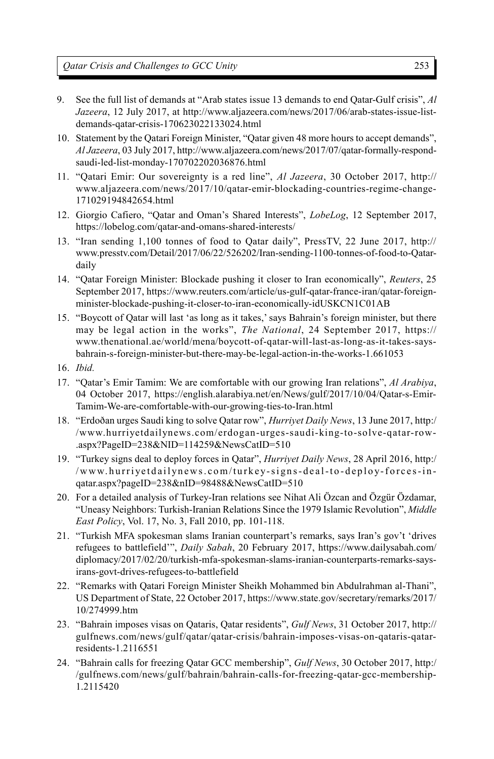9. See the full list of demands at "Arab states issue 13 demands to end Qatar-Gulf crisis", *Al Jazeera*, 12 July 2017, at http://www.aljazeera.com/news/2017/06/arab-states-issue-list-demands-qatar-crisis-170623022133024.html
10. Statement by the Qatari Foreign Minister, "Qatar given 48 more hours to accept demands", *Al Jazeera*, 03 July 2017, http://www.aljazeera.com/news/2017/07/qatar-formally-respond-saudi-led-list-monday-170702202036876.html
11. "Qatari Emir: Our sovereignty is a red line", *Al Jazeera*, 30 October 2017, http://www.aljazeera.com/news/2017/10/qatar-emir-blockading-countries-regime-change-171029194842654.html
12. Giorgio Cafiero, "Qatar and Oman's Shared Interests", *LobeLog*, 12 September 2017, https://lobelog.com/qatar-and-omans-shared-interests/
13. "Iran sending 1,100 tonnes of food to Qatar daily", PressTV, 22 June 2017, http://www.presstv.com/Detail/2017/06/22/526202/Iran-sending-1100-tonnes-of-food-to-Qatar-daily
14. "Qatar Foreign Minister: Blockade pushing it closer to Iran economically", *Reuters*, 25 September 2017, https://www.reuters.com/article/us-gulf-qatar-france-iran/qatar-foreign-minister-blockade-pushing-it-closer-to-iran-economically-idUSKCN1C01AB
15. "Boycott of Qatar will last 'as long as it takes,' says Bahrain's foreign minister, but there may be legal action in the works", *The National*, 24 September 2017, https://www.thenational.ae/world/mena/boycott-of-qatar-will-last-as-long-as-it-takes-says-bahrain-s-foreign-minister-but-there-may-be-legal-action-in-the-works-1.661053
16. *Ibid.*
17. "Qatar's Emir Tamim: We are comfortable with our growing Iran relations", *Al Arabiya*, 04 October 2017, https://english.alarabiya.net/en/News/gulf/2017/10/04/Qatar-s-Emir-Tamim-We-are-comfortable-with-our-growing-ties-to-Iran.html
18. "Erdoðan urges Saudi king to solve Qatar row", *Hurriyet Daily News*, 13 June 2017, http://www.hurriyetdailynews.com/erdogan-urges-saudi-king-to-solve-qatar-row-.aspx?PageID=238&NID=114259&NewsCatID=510
19. "Turkey signs deal to deploy forces in Qatar", *Hurriyet Daily News*, 28 April 2016, http://www.hurriyetdailynews.com/turkey-signs-deal-to-deploy-forces-in-qatar.aspx?pageID=238&nID=98488&NewsCatID=510
20. For a detailed analysis of Turkey-Iran relations see Nihat Ali Özcan and Özgür Özdamar, "Uneasy Neighbors: Turkish-Iranian Relations Since the 1979 Islamic Revolution", *Middle East Policy*, Vol. 17, No. 3, Fall 2010, pp. 101-118.
21. "Turkish MFA spokesman slams Iranian counterpart's remarks, says Iran's gov't 'drives refugees to battlefield'", *Daily Sabah*, 20 February 2017, https://www.dailysabah.com/diplomacy/2017/02/20/turkish-mfa-spokesman-slams-iranian-counterparts-remarks-says-irans-govt-drives-refugees-to-battlefield
22. "Remarks with Qatari Foreign Minister Sheikh Mohammed bin Abdulrahman al-Thani", US Department of State, 22 October 2017, https://www.state.gov/secretary/remarks/2017/10/274999.htm
23. "Bahrain imposes visas on Qataris, Qatar residents", *Gulf News*, 31 October 2017, http://gulfnews.com/news/gulf/qatar/qatar-crisis/bahrain-imposes-visas-on-qataris-qatar-residents-1.2116551
24. "Bahrain calls for freezing Qatar GCC membership", *Gulf News*, 30 October 2017, http://gulfnews.com/news/gulf/bahrain/bahrain-calls-for-freezing-qatar-gcc-membership-1.2115420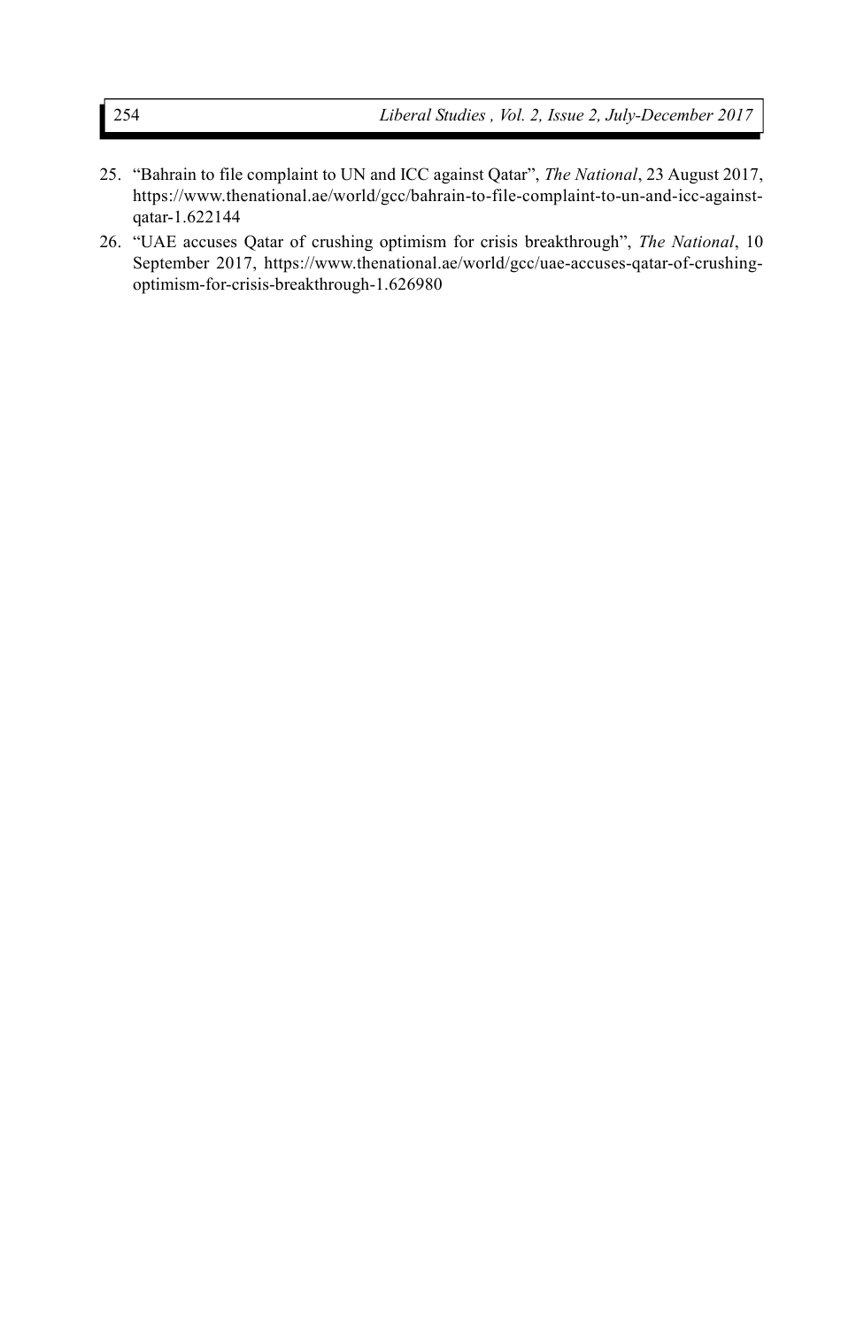25. "Bahrain to file complaint to UN and ICC against Qatar", *The National*, 23 August 2017, https://www.thenational.ae/world/gcc/bahrain-to-file-complaint-to-un-and-icc-against-qatar-1.622144
26. "UAE accuses Qatar of crushing optimism for crisis breakthrough", *The National*, 10 September 2017, https://www.thenational.ae/world/gcc/uae-accuses-qatar-of-crushing-optimism-for-crisis-breakthrough-1.626980